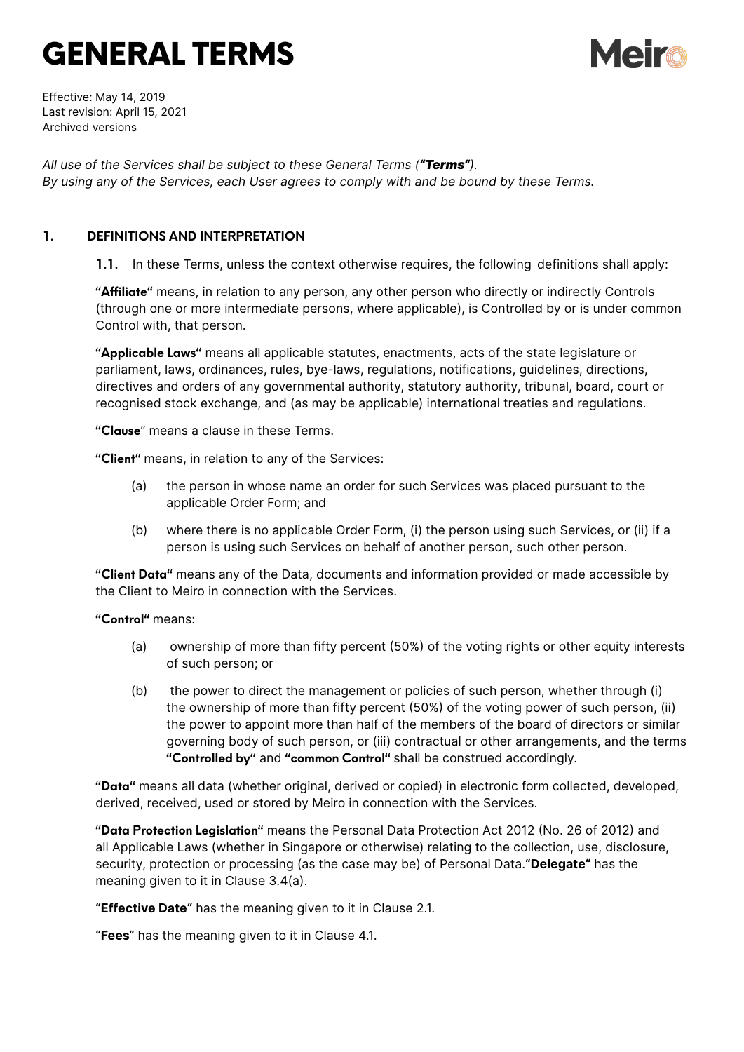# GENERAL TERMS

Effective: May 14, 2019
Last revision: April 15, 2021
Archived versions

*All use of the Services shall be subject to these General Terms (****"Terms"****).*
*By using any of the Services, each User agrees to comply with and be bound by these Terms.*

## 1. DEFINITIONS AND INTERPRETATION

**1.1.** In these Terms, unless the context otherwise requires, the following definitions shall apply:

**"Affiliate"** means, in relation to any person, any other person who directly or indirectly Controls (through one or more intermediate persons, where applicable), is Controlled by or is under common Control with, that person.

**"Applicable Laws"** means all applicable statutes, enactments, acts of the state legislature or parliament, laws, ordinances, rules, bye-laws, regulations, notifications, guidelines, directions, directives and orders of any governmental authority, statutory authority, tribunal, board, court or recognised stock exchange, and (as may be applicable) international treaties and regulations.

**"Clause"** means a clause in these Terms.

**"Client"** means, in relation to any of the Services:

(a) the person in whose name an order for such Services was placed pursuant to the applicable Order Form; and

(b) where there is no applicable Order Form, (i) the person using such Services, or (ii) if a person is using such Services on behalf of another person, such other person.

**"Client Data"** means any of the Data, documents and information provided or made accessible by the Client to Meiro in connection with the Services.

**"Control"** means:

(a) ownership of more than fifty percent (50%) of the voting rights or other equity interests of such person; or

(b) the power to direct the management or policies of such person, whether through (i) the ownership of more than fifty percent (50%) of the voting power of such person, (ii) the power to appoint more than half of the members of the board of directors or similar governing body of such person, or (iii) contractual or other arrangements, and the terms **"Controlled by"** and **"common Control"** shall be construed accordingly.

**"Data"** means all data (whether original, derived or copied) in electronic form collected, developed, derived, received, used or stored by Meiro in connection with the Services.

**"Data Protection Legislation"** means the Personal Data Protection Act 2012 (No. 26 of 2012) and all Applicable Laws (whether in Singapore or otherwise) relating to the collection, use, disclosure, security, protection or processing (as the case may be) of Personal Data.**"Delegate"** has the meaning given to it in Clause 3.4(a).

**"Effective Date"** has the meaning given to it in Clause 2.1.

**"Fees"** has the meaning given to it in Clause 4.1.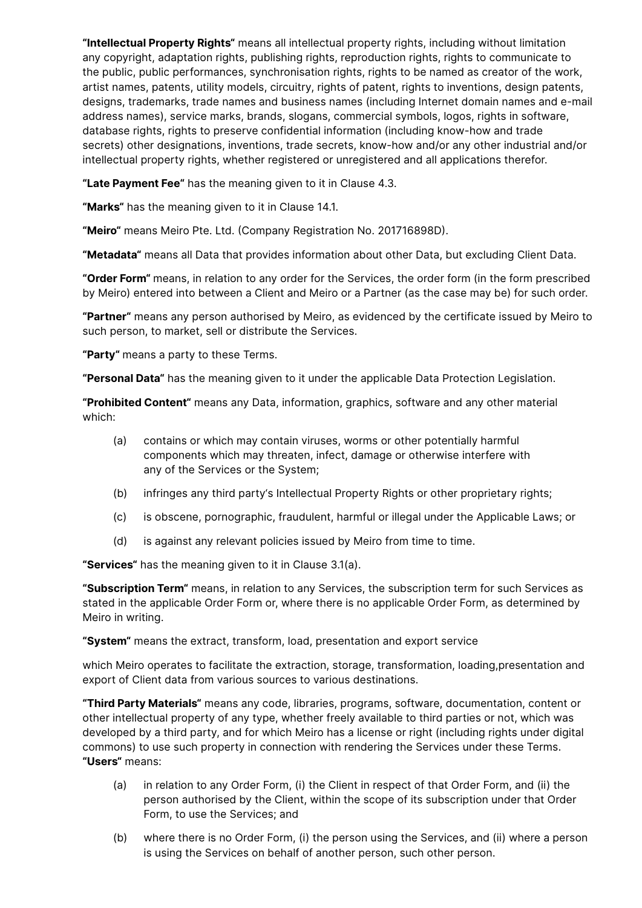**"Intellectual Property Rights"** means all intellectual property rights, including without limitation any copyright, adaptation rights, publishing rights, reproduction rights, rights to communicate to the public, public performances, synchronisation rights, rights to be named as creator of the work, artist names, patents, utility models, circuitry, rights of patent, rights to inventions, design patents, designs, trademarks, trade names and business names (including Internet domain names and e-mail address names), service marks, brands, slogans, commercial symbols, logos, rights in software, database rights, rights to preserve confidential information (including know-how and trade secrets) other designations, inventions, trade secrets, know-how and/or any other industrial and/or intellectual property rights, whether registered or unregistered and all applications therefor.

**"Late Payment Fee"** has the meaning given to it in Clause 4.3.

**"Marks"** has the meaning given to it in Clause 14.1.

**"Meiro"** means Meiro Pte. Ltd. (Company Registration No. 201716898D).

**"Metadata"** means all Data that provides information about other Data, but excluding Client Data.

**"Order Form"** means, in relation to any order for the Services, the order form (in the form prescribed by Meiro) entered into between a Client and Meiro or a Partner (as the case may be) for such order.

**"Partner"** means any person authorised by Meiro, as evidenced by the certificate issued by Meiro to such person, to market, sell or distribute the Services.

**"Party"** means a party to these Terms.

**"Personal Data"** has the meaning given to it under the applicable Data Protection Legislation.

**"Prohibited Content"** means any Data, information, graphics, software and any other material which:

(a) contains or which may contain viruses, worms or other potentially harmful components which may threaten, infect, damage or otherwise interfere with any of the Services or the System;

(b) infringes any third party's Intellectual Property Rights or other proprietary rights;

(c) is obscene, pornographic, fraudulent, harmful or illegal under the Applicable Laws; or

(d) is against any relevant policies issued by Meiro from time to time.

**"Services"** has the meaning given to it in Clause 3.1(a).

**"Subscription Term"** means, in relation to any Services, the subscription term for such Services as stated in the applicable Order Form or, where there is no applicable Order Form, as determined by Meiro in writing.

**"System"** means the extract, transform, load, presentation and export service

which Meiro operates to facilitate the extraction, storage, transformation, loading,presentation and export of Client data from various sources to various destinations.

**"Third Party Materials"** means any code, libraries, programs, software, documentation, content or other intellectual property of any type, whether freely available to third parties or not, which was developed by a third party, and for which Meiro has a license or right (including rights under digital commons) to use such property in connection with rendering the Services under these Terms.

**"Users"** means:

(a) in relation to any Order Form, (i) the Client in respect of that Order Form, and (ii) the person authorised by the Client, within the scope of its subscription under that Order Form, to use the Services; and

(b) where there is no Order Form, (i) the person using the Services, and (ii) where a person is using the Services on behalf of another person, such other person.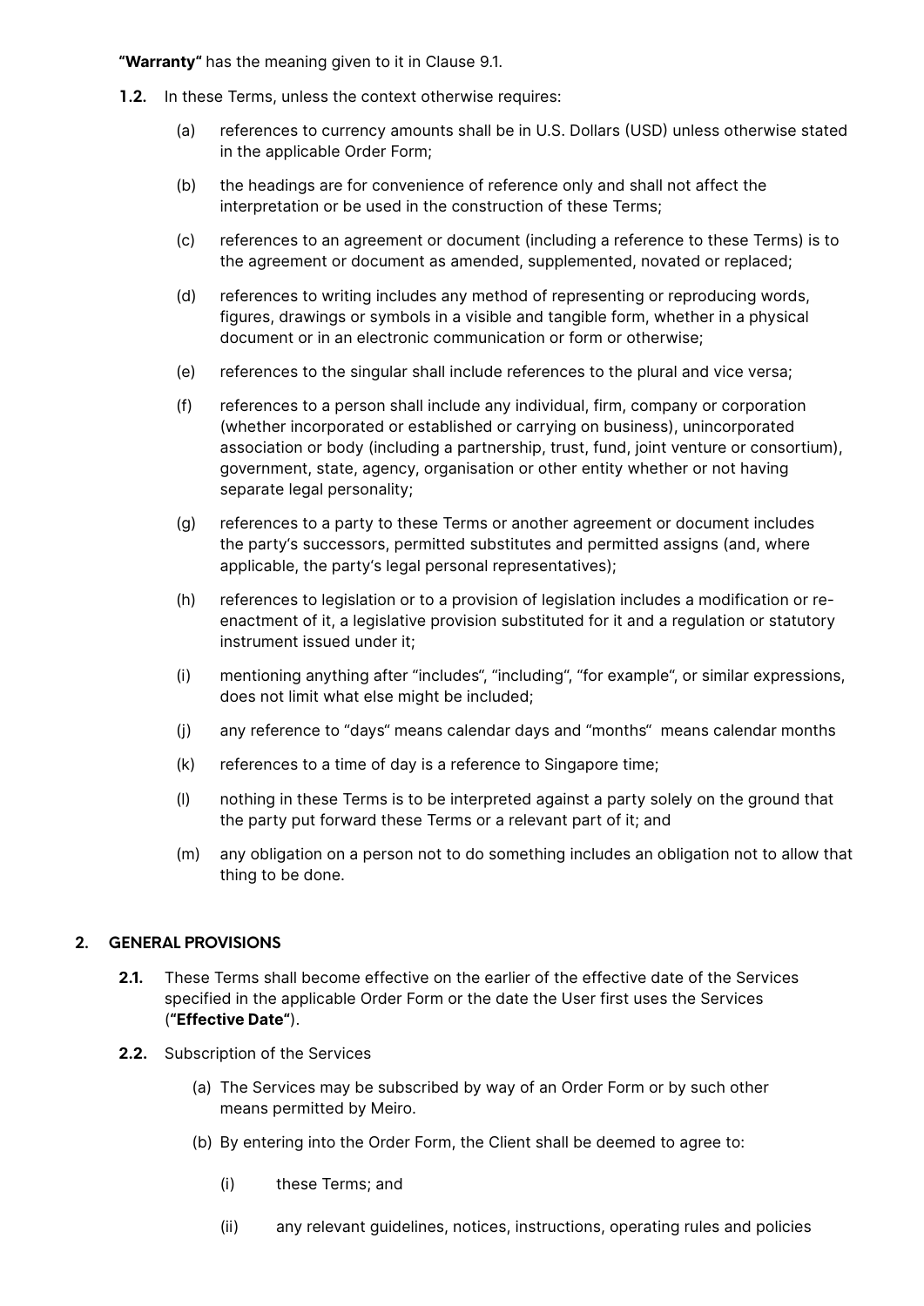**"Warranty"** has the meaning given to it in Clause 9.1.

**1.2.** In these Terms, unless the context otherwise requires:

(a) references to currency amounts shall be in U.S. Dollars (USD) unless otherwise stated in the applicable Order Form;

(b) the headings are for convenience of reference only and shall not affect the interpretation or be used in the construction of these Terms;

(c) references to an agreement or document (including a reference to these Terms) is to the agreement or document as amended, supplemented, novated or replaced;

(d) references to writing includes any method of representing or reproducing words, figures, drawings or symbols in a visible and tangible form, whether in a physical document or in an electronic communication or form or otherwise;

(e) references to the singular shall include references to the plural and vice versa;

(f) references to a person shall include any individual, firm, company or corporation (whether incorporated or established or carrying on business), unincorporated association or body (including a partnership, trust, fund, joint venture or consortium), government, state, agency, organisation or other entity whether or not having separate legal personality;

(g) references to a party to these Terms or another agreement or document includes the party's successors, permitted substitutes and permitted assigns (and, where applicable, the party's legal personal representatives);

(h) references to legislation or to a provision of legislation includes a modification or re-enactment of it, a legislative provision substituted for it and a regulation or statutory instrument issued under it;

(i) mentioning anything after "includes", "including", "for example", or similar expressions, does not limit what else might be included;

(j) any reference to "days" means calendar days and "months" means calendar months

(k) references to a time of day is a reference to Singapore time;

(l) nothing in these Terms is to be interpreted against a party solely on the ground that the party put forward these Terms or a relevant part of it; and

(m) any obligation on a person not to do something includes an obligation not to allow that thing to be done.

## 2. GENERAL PROVISIONS

**2.1.** These Terms shall become effective on the earlier of the effective date of the Services specified in the applicable Order Form or the date the User first uses the Services (**"Effective Date"**).

**2.2.** Subscription of the Services

(a) The Services may be subscribed by way of an Order Form or by such other means permitted by Meiro.

(b) By entering into the Order Form, the Client shall be deemed to agree to:

(i) these Terms; and

(ii) any relevant guidelines, notices, instructions, operating rules and policies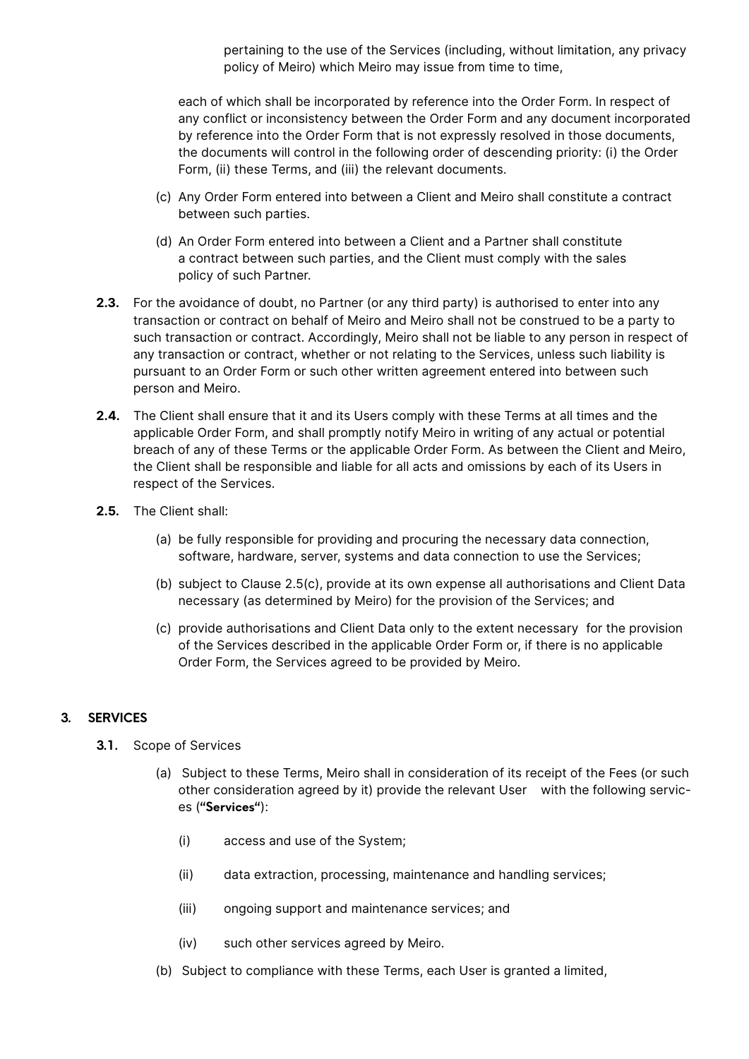pertaining to the use of the Services (including, without limitation, any privacy policy of Meiro) which Meiro may issue from time to time,

each of which shall be incorporated by reference into the Order Form. In respect of any conflict or inconsistency between the Order Form and any document incorporated by reference into the Order Form that is not expressly resolved in those documents, the documents will control in the following order of descending priority: (i) the Order Form, (ii) these Terms, and (iii) the relevant documents.

(c) Any Order Form entered into between a Client and Meiro shall constitute a contract between such parties.

(d) An Order Form entered into between a Client and a Partner shall constitute a contract between such parties, and the Client must comply with the sales policy of such Partner.

**2.3.** For the avoidance of doubt, no Partner (or any third party) is authorised to enter into any transaction or contract on behalf of Meiro and Meiro shall not be construed to be a party to such transaction or contract. Accordingly, Meiro shall not be liable to any person in respect of any transaction or contract, whether or not relating to the Services, unless such liability is pursuant to an Order Form or such other written agreement entered into between such person and Meiro.

**2.4.** The Client shall ensure that it and its Users comply with these Terms at all times and the applicable Order Form, and shall promptly notify Meiro in writing of any actual or potential breach of any of these Terms or the applicable Order Form. As between the Client and Meiro, the Client shall be responsible and liable for all acts and omissions by each of its Users in respect of the Services.

**2.5.** The Client shall:

(a) be fully responsible for providing and procuring the necessary data connection, software, hardware, server, systems and data connection to use the Services;

(b) subject to Clause 2.5(c), provide at its own expense all authorisations and Client Data necessary (as determined by Meiro) for the provision of the Services; and

(c) provide authorisations and Client Data only to the extent necessary for the provision of the Services described in the applicable Order Form or, if there is no applicable Order Form, the Services agreed to be provided by Meiro.

## 3. SERVICES

**3.1.** Scope of Services

(a) Subject to these Terms, Meiro shall in consideration of its receipt of the Fees (or such other consideration agreed by it) provide the relevant User with the following services (**"Services"**):

(i) access and use of the System;

(ii) data extraction, processing, maintenance and handling services;

(iii) ongoing support and maintenance services; and

(iv) such other services agreed by Meiro.

(b) Subject to compliance with these Terms, each User is granted a limited,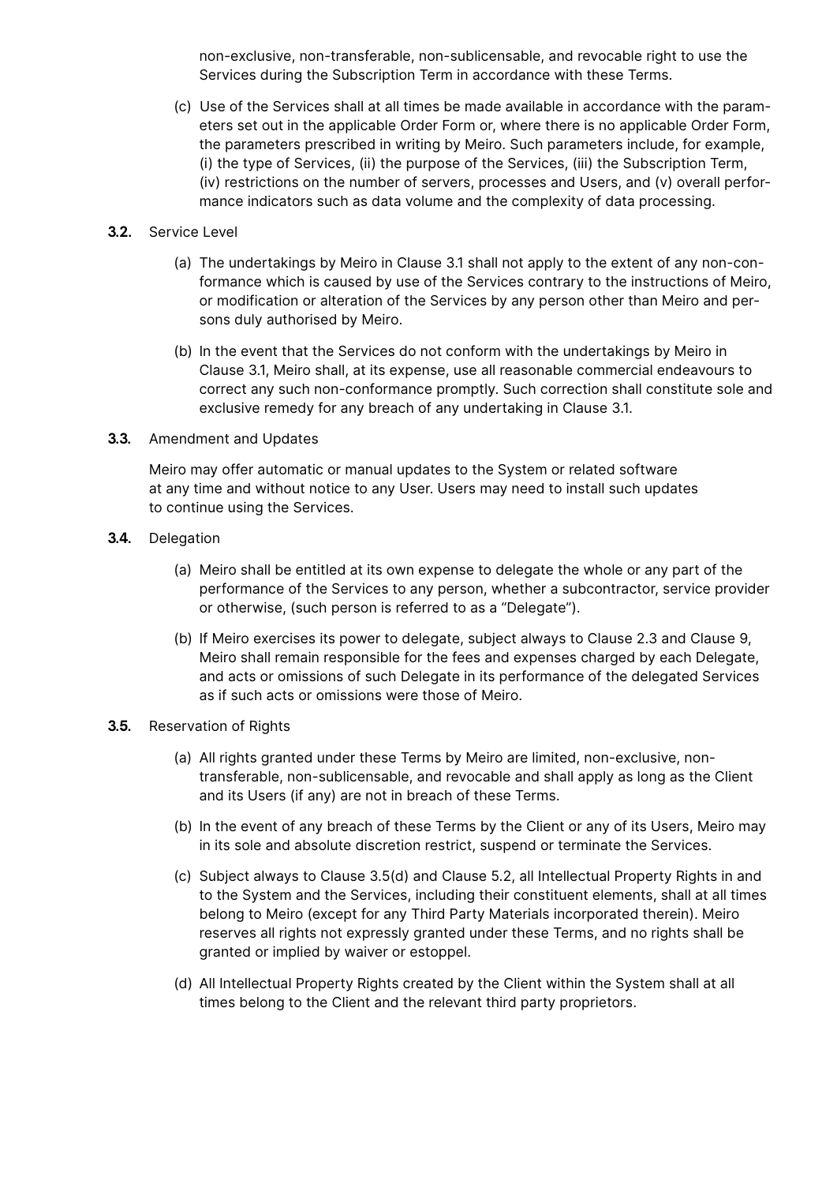non-exclusive, non-transferable, non-sublicensable, and revocable right to use the Services during the Subscription Term in accordance with these Terms.

(c) Use of the Services shall at all times be made available in accordance with the parameters set out in the applicable Order Form or, where there is no applicable Order Form, the parameters prescribed in writing by Meiro. Such parameters include, for example, (i) the type of Services, (ii) the purpose of the Services, (iii) the Subscription Term, (iv) restrictions on the number of servers, processes and Users, and (v) overall performance indicators such as data volume and the complexity of data processing.

**3.2.** Service Level

(a) The undertakings by Meiro in Clause 3.1 shall not apply to the extent of any non-conformance which is caused by use of the Services contrary to the instructions of Meiro, or modification or alteration of the Services by any person other than Meiro and persons duly authorised by Meiro.

(b) In the event that the Services do not conform with the undertakings by Meiro in Clause 3.1, Meiro shall, at its expense, use all reasonable commercial endeavours to correct any such non-conformance promptly. Such correction shall constitute sole and exclusive remedy for any breach of any undertaking in Clause 3.1.

**3.3.** Amendment and Updates

Meiro may offer automatic or manual updates to the System or related software at any time and without notice to any User. Users may need to install such updates to continue using the Services.

**3.4.** Delegation

(a) Meiro shall be entitled at its own expense to delegate the whole or any part of the performance of the Services to any person, whether a subcontractor, service provider or otherwise, (such person is referred to as a "Delegate").

(b) If Meiro exercises its power to delegate, subject always to Clause 2.3 and Clause 9, Meiro shall remain responsible for the fees and expenses charged by each Delegate, and acts or omissions of such Delegate in its performance of the delegated Services as if such acts or omissions were those of Meiro.

**3.5.** Reservation of Rights

(a) All rights granted under these Terms by Meiro are limited, non-exclusive, non-transferable, non-sublicensable, and revocable and shall apply as long as the Client and its Users (if any) are not in breach of these Terms.

(b) In the event of any breach of these Terms by the Client or any of its Users, Meiro may in its sole and absolute discretion restrict, suspend or terminate the Services.

(c) Subject always to Clause 3.5(d) and Clause 5.2, all Intellectual Property Rights in and to the System and the Services, including their constituent elements, shall at all times belong to Meiro (except for any Third Party Materials incorporated therein). Meiro reserves all rights not expressly granted under these Terms, and no rights shall be granted or implied by waiver or estoppel.

(d) All Intellectual Property Rights created by the Client within the System shall at all times belong to the Client and the relevant third party proprietors.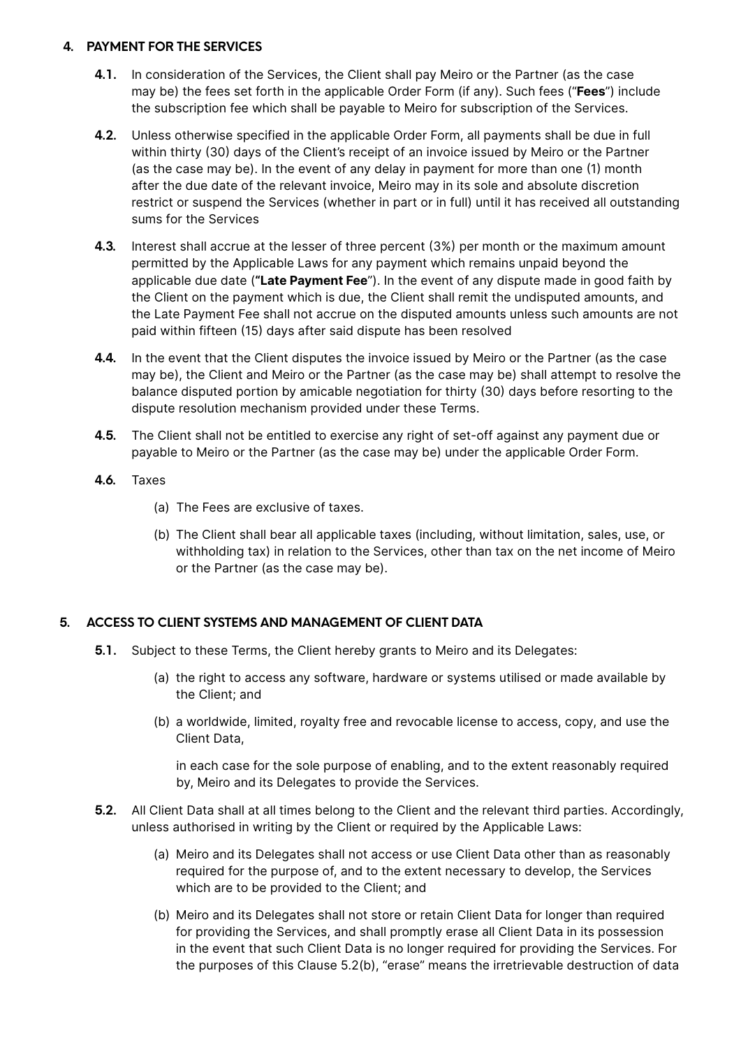## 4. PAYMENT FOR THE SERVICES

**4.1.** In consideration of the Services, the Client shall pay Meiro or the Partner (as the case may be) the fees set forth in the applicable Order Form (if any). Such fees ("**Fees**") include the subscription fee which shall be payable to Meiro for subscription of the Services.

**4.2.** Unless otherwise specified in the applicable Order Form, all payments shall be due in full within thirty (30) days of the Client's receipt of an invoice issued by Meiro or the Partner (as the case may be). In the event of any delay in payment for more than one (1) month after the due date of the relevant invoice, Meiro may in its sole and absolute discretion restrict or suspend the Services (whether in part or in full) until it has received all outstanding sums for the Services

**4.3.** Interest shall accrue at the lesser of three percent (3%) per month or the maximum amount permitted by the Applicable Laws for any payment which remains unpaid beyond the applicable due date (**"Late Payment Fee**"). In the event of any dispute made in good faith by the Client on the payment which is due, the Client shall remit the undisputed amounts, and the Late Payment Fee shall not accrue on the disputed amounts unless such amounts are not paid within fifteen (15) days after said dispute has been resolved

**4.4.** In the event that the Client disputes the invoice issued by Meiro or the Partner (as the case may be), the Client and Meiro or the Partner (as the case may be) shall attempt to resolve the balance disputed portion by amicable negotiation for thirty (30) days before resorting to the dispute resolution mechanism provided under these Terms.

**4.5.** The Client shall not be entitled to exercise any right of set-off against any payment due or payable to Meiro or the Partner (as the case may be) under the applicable Order Form.

**4.6.** Taxes

(a) The Fees are exclusive of taxes.

(b) The Client shall bear all applicable taxes (including, without limitation, sales, use, or withholding tax) in relation to the Services, other than tax on the net income of Meiro or the Partner (as the case may be).

## 5. ACCESS TO CLIENT SYSTEMS AND MANAGEMENT OF CLIENT DATA

**5.1.** Subject to these Terms, the Client hereby grants to Meiro and its Delegates:

(a) the right to access any software, hardware or systems utilised or made available by the Client; and

(b) a worldwide, limited, royalty free and revocable license to access, copy, and use the Client Data,

in each case for the sole purpose of enabling, and to the extent reasonably required by, Meiro and its Delegates to provide the Services.

**5.2.** All Client Data shall at all times belong to the Client and the relevant third parties. Accordingly, unless authorised in writing by the Client or required by the Applicable Laws:

(a) Meiro and its Delegates shall not access or use Client Data other than as reasonably required for the purpose of, and to the extent necessary to develop, the Services which are to be provided to the Client; and

(b) Meiro and its Delegates shall not store or retain Client Data for longer than required for providing the Services, and shall promptly erase all Client Data in its possession in the event that such Client Data is no longer required for providing the Services. For the purposes of this Clause 5.2(b), "erase" means the irretrievable destruction of data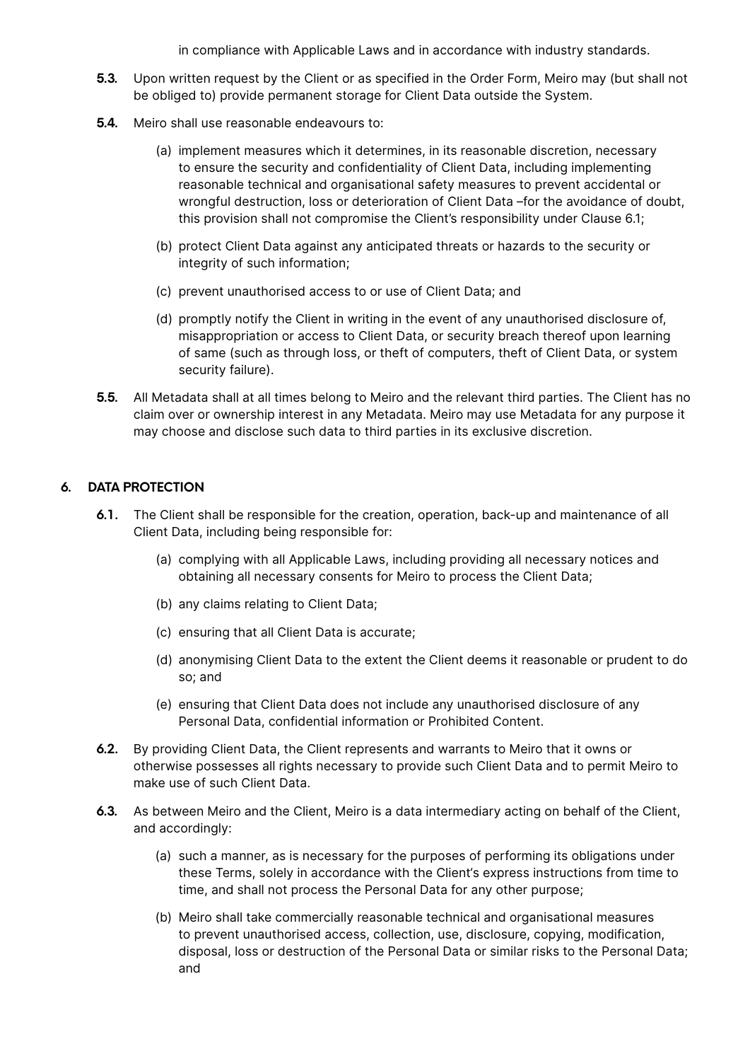in compliance with Applicable Laws and in accordance with industry standards.

**5.3.** Upon written request by the Client or as specified in the Order Form, Meiro may (but shall not be obliged to) provide permanent storage for Client Data outside the System.

**5.4.** Meiro shall use reasonable endeavours to:

(a) implement measures which it determines, in its reasonable discretion, necessary to ensure the security and confidentiality of Client Data, including implementing reasonable technical and organisational safety measures to prevent accidental or wrongful destruction, loss or deterioration of Client Data –for the avoidance of doubt, this provision shall not compromise the Client's responsibility under Clause 6.1;

(b) protect Client Data against any anticipated threats or hazards to the security or integrity of such information;

(c) prevent unauthorised access to or use of Client Data; and

(d) promptly notify the Client in writing in the event of any unauthorised disclosure of, misappropriation or access to Client Data, or security breach thereof upon learning of same (such as through loss, or theft of computers, theft of Client Data, or system security failure).

**5.5.** All Metadata shall at all times belong to Meiro and the relevant third parties. The Client has no claim over or ownership interest in any Metadata. Meiro may use Metadata for any purpose it may choose and disclose such data to third parties in its exclusive discretion.

## 6. DATA PROTECTION

**6.1.** The Client shall be responsible for the creation, operation, back-up and maintenance of all Client Data, including being responsible for:

(a) complying with all Applicable Laws, including providing all necessary notices and obtaining all necessary consents for Meiro to process the Client Data;

(b) any claims relating to Client Data;

(c) ensuring that all Client Data is accurate;

(d) anonymising Client Data to the extent the Client deems it reasonable or prudent to do so; and

(e) ensuring that Client Data does not include any unauthorised disclosure of any Personal Data, confidential information or Prohibited Content.

**6.2.** By providing Client Data, the Client represents and warrants to Meiro that it owns or otherwise possesses all rights necessary to provide such Client Data and to permit Meiro to make use of such Client Data.

**6.3.** As between Meiro and the Client, Meiro is a data intermediary acting on behalf of the Client, and accordingly:

(a) such a manner, as is necessary for the purposes of performing its obligations under these Terms, solely in accordance with the Client's express instructions from time to time, and shall not process the Personal Data for any other purpose;

(b) Meiro shall take commercially reasonable technical and organisational measures to prevent unauthorised access, collection, use, disclosure, copying, modification, disposal, loss or destruction of the Personal Data or similar risks to the Personal Data; and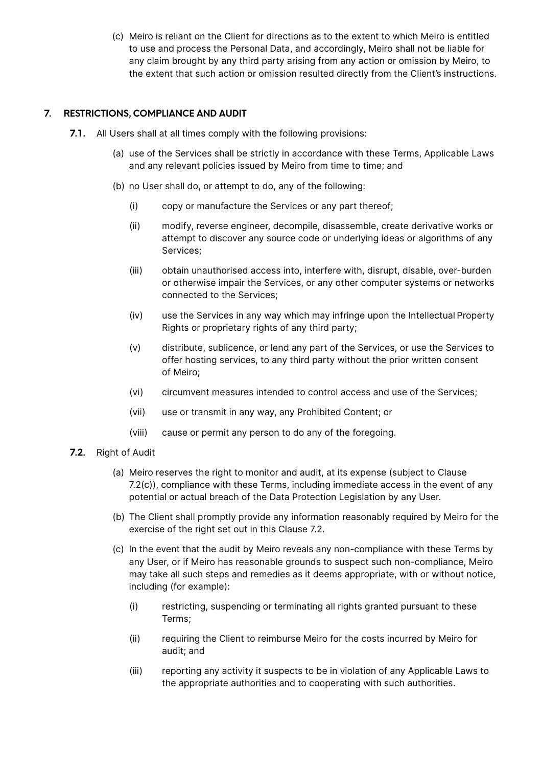(c) Meiro is reliant on the Client for directions as to the extent to which Meiro is entitled to use and process the Personal Data, and accordingly, Meiro shall not be liable for any claim brought by any third party arising from any action or omission by Meiro, to the extent that such action or omission resulted directly from the Client's instructions.

## 7. RESTRICTIONS, COMPLIANCE AND AUDIT

**7.1.** All Users shall at all times comply with the following provisions:

(a) use of the Services shall be strictly in accordance with these Terms, Applicable Laws and any relevant policies issued by Meiro from time to time; and

(b) no User shall do, or attempt to do, any of the following:

(i) copy or manufacture the Services or any part thereof;

(ii) modify, reverse engineer, decompile, disassemble, create derivative works or attempt to discover any source code or underlying ideas or algorithms of any Services;

(iii) obtain unauthorised access into, interfere with, disrupt, disable, over-burden or otherwise impair the Services, or any other computer systems or networks connected to the Services;

(iv) use the Services in any way which may infringe upon the Intellectual Property Rights or proprietary rights of any third party;

(v) distribute, sublicence, or lend any part of the Services, or use the Services to offer hosting services, to any third party without the prior written consent of Meiro;

(vi) circumvent measures intended to control access and use of the Services;

(vii) use or transmit in any way, any Prohibited Content; or

(viii) cause or permit any person to do any of the foregoing.

**7.2.** Right of Audit

(a) Meiro reserves the right to monitor and audit, at its expense (subject to Clause 7.2(c)), compliance with these Terms, including immediate access in the event of any potential or actual breach of the Data Protection Legislation by any User.

(b) The Client shall promptly provide any information reasonably required by Meiro for the exercise of the right set out in this Clause 7.2.

(c) In the event that the audit by Meiro reveals any non-compliance with these Terms by any User, or if Meiro has reasonable grounds to suspect such non-compliance, Meiro may take all such steps and remedies as it deems appropriate, with or without notice, including (for example):

(i) restricting, suspending or terminating all rights granted pursuant to these Terms;

(ii) requiring the Client to reimburse Meiro for the costs incurred by Meiro for audit; and

(iii) reporting any activity it suspects to be in violation of any Applicable Laws to the appropriate authorities and to cooperating with such authorities.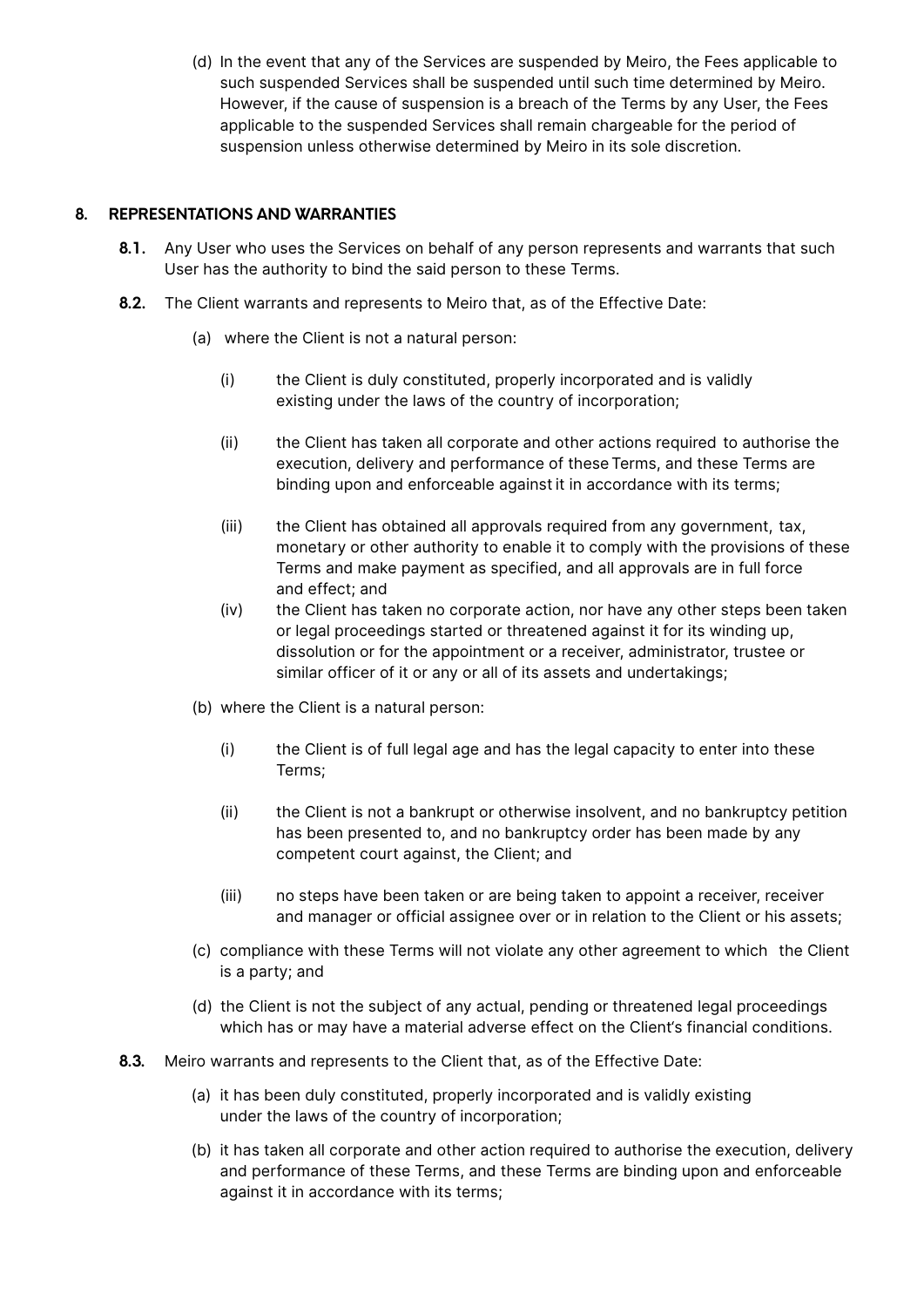(d) In the event that any of the Services are suspended by Meiro, the Fees applicable to such suspended Services shall be suspended until such time determined by Meiro. However, if the cause of suspension is a breach of the Terms by any User, the Fees applicable to the suspended Services shall remain chargeable for the period of suspension unless otherwise determined Meiro in its sole discretion.

## 8. REPRESENTATIONS AND WARRANTIES

**8.1.** Any User who uses the Services on behalf of any person represents and warrants that such User has the authority to bind the said person to these Terms.

**8.2.** The Client warrants and represents to Meiro that, as of the Effective Date:

(a) where the Client is not a natural person:

(i) the Client is duly constituted, properly incorporated and is validly existing under the laws of the country of incorporation;

(ii) the Client has taken all corporate and other actions required to authorise the execution, delivery and performance of these Terms, and these Terms are binding upon and enforceable against it in accordance with its terms;

(iii) the Client has obtained all approvals required from any government, tax, monetary or other authority to enable it to comply with the provisions of these Terms and make payment as specified, and all approvals are in full force and effect; and

(iv) the Client has taken no corporate action, nor have any other steps been taken or legal proceedings started or threatened against it for its winding up, dissolution or for the appointment or a receiver, administrator, trustee or similar officer of it or any or all of its assets and undertakings;

(b) where the Client is a natural person:

(i) the Client is of full legal age and has the legal capacity to enter into these Terms;

(ii) the Client is not a bankrupt or otherwise insolvent, and no bankruptcy petition has been presented to, and no bankruptcy order has been made by any competent court against, the Client; and

(iii) no steps have been taken or are being taken to appoint a receiver, receiver and manager or official assignee over or in relation to the Client or his assets;

(c) compliance with these Terms will not violate any other agreement to which the Client is a party; and

(d) the Client is not the subject of any actual, pending or threatened legal proceedings which has or may have a material adverse effect on the Client's financial conditions.

**8.3.** Meiro warrants and represents to the Client that, as of the Effective Date:

(a) it has been duly constituted, properly incorporated and is validly existing under the laws of the country of incorporation;

(b) it has taken all corporate and other action required to authorise the execution, delivery and performance of these Terms, and these Terms are binding upon and enforceable against it in accordance with its terms;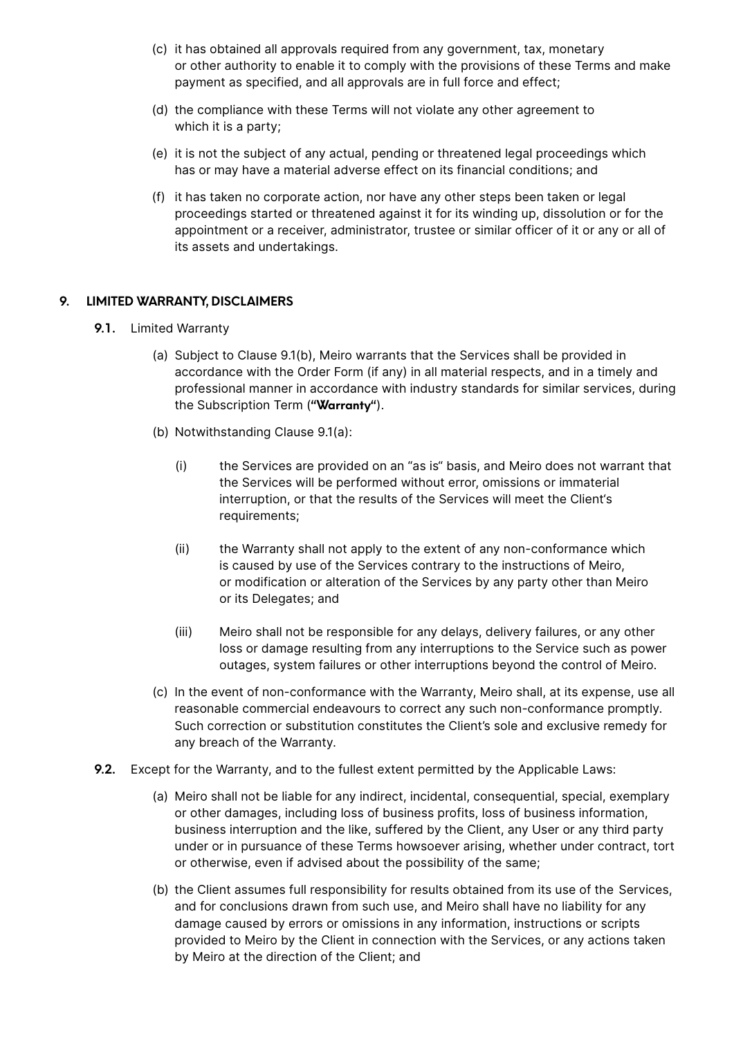(c) it has obtained all approvals required from any government, tax, monetary or other authority to enable it to comply with the provisions of these Terms and make payment as specified, and all approvals are in full force and effect;

(d) the compliance with these Terms will not violate any other agreement to which it is a party;

(e) it is not the subject of any actual, pending or threatened legal proceedings which has or may have a material adverse effect on its financial conditions; and

(f) it has taken no corporate action, nor have any other steps been taken or legal proceedings started or threatened against it for its winding up, dissolution or for the appointment or a receiver, administrator, trustee or similar officer of it or any or all of its assets and undertakings.

## 9. LIMITED WARRANTY, DISCLAIMERS

**9.1.** Limited Warranty

(a) Subject to Clause 9.1(b), Meiro warrants that the Services shall be provided in accordance with the Order Form (if any) in all material respects, and in a timely and professional manner in accordance with industry standards for similar services, during the Subscription Term (**"Warranty"**).

(b) Notwithstanding Clause 9.1(a):

(i) the Services are provided on an "as is" basis, and Meiro does not warrant that the Services will be performed without error, omissions or immaterial interruption, or that the results of the Services will meet the Client's requirements;

(ii) the Warranty shall not apply to the extent of any non-conformance which is caused by use of the Services contrary to the instructions of Meiro, or modification or alteration of the Services by any party other than Meiro or its Delegates; and

(iii) Meiro shall not be responsible for any delays, delivery failures, or any other loss or damage resulting from any interruptions to the Service such as power outages, system failures or other interruptions beyond the control of Meiro.

(c) In the event of non-conformance with the Warranty, Meiro shall, at its expense, use all reasonable commercial endeavours to correct any such non-conformance promptly. Such correction or substitution constitutes the Client's sole and exclusive remedy for any breach of the Warranty.

**9.2.** Except for the Warranty, and to the fullest extent permitted by the Applicable Laws:

(a) Meiro shall not be liable for any indirect, incidental, consequential, special, exemplary or other damages, including loss of business profits, loss of business information, business interruption and the like, suffered by the Client, any User or any third party under or in pursuance of these Terms howsoever arising, whether under contract, tort or otherwise, even if advised about the possibility of the same;

(b) the Client assumes full responsibility for results obtained from its use of the Services, and for conclusions drawn from such use, and Meiro shall have no liability for any damage caused by errors or omissions in any information, instructions or scripts provided to Meiro by the Client in connection with the Services, or any actions taken by Meiro at the direction of the Client; and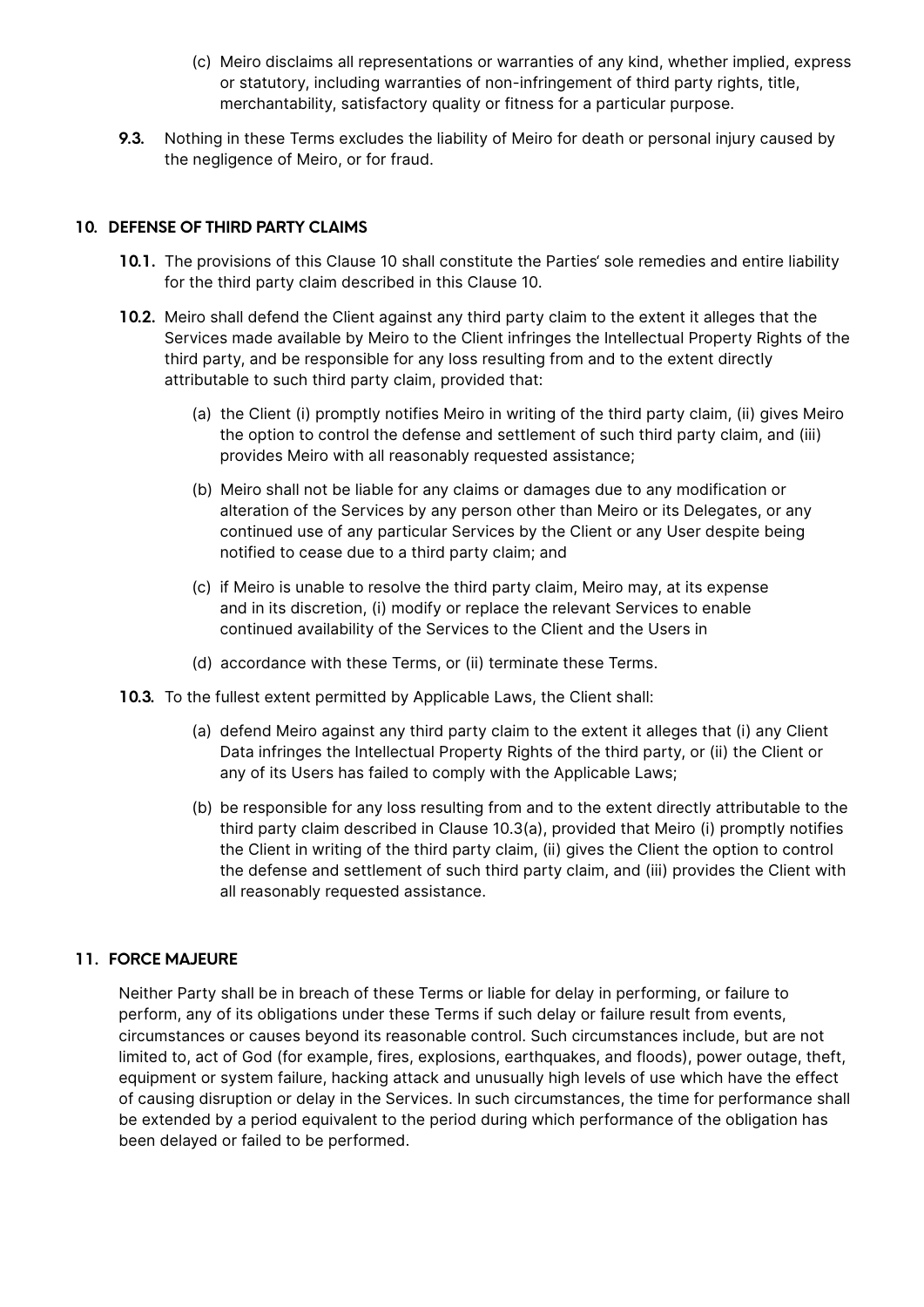(c) Meiro disclaims all representations or warranties of any kind, whether implied, express or statutory, including warranties of non-infringement of third party rights, title, merchantability, satisfactory quality or fitness for a particular purpose.

**9.3.** Nothing in these Terms excludes the liability of Meiro for death or personal injury caused by the negligence of Meiro, or for fraud.

## 10. DEFENSE OF THIRD PARTY CLAIMS

**10.1.** The provisions of this Clause 10 shall constitute the Parties' sole remedies and entire liability for the third party claim described in this Clause 10.

**10.2.** Meiro shall defend the Client against any third party claim to the extent it alleges that the Services made available by Meiro to the Client infringes the Intellectual Property Rights of the third party, and be responsible for any loss resulting from and to the extent directly attributable to such third party claim, provided that:

(a) the Client (i) promptly notifies Meiro in writing of the third party claim, (ii) gives Meiro the option to control the defense and settlement of such third party claim, and (iii) provides Meiro with all reasonably requested assistance;

(b) Meiro shall not be liable for any claims or damages due to any modification or alteration of the Services by any person other than Meiro or its Delegates, or any continued use of any particular Services by the Client or any User despite being notified to cease due to a third party claim; and

(c) if Meiro is unable to resolve the third party claim, Meiro may, at its expense and in its discretion, (i) modify or replace the relevant Services to enable continued availability of the Services to the Client and the Users in

(d) accordance with these Terms, or (ii) terminate these Terms.

**10.3.** To the fullest extent permitted by Applicable Laws, the Client shall:

(a) defend Meiro against any third party claim to the extent it alleges that (i) any Client Data infringes the Intellectual Property Rights of the third party, or (ii) the Client or any of its Users has failed to comply with the Applicable Laws;

(b) be responsible for any loss resulting from and to the extent directly attributable to the third party claim described in Clause 10.3(a), provided that Meiro (i) promptly notifies the Client in writing of the third party claim, (ii) gives the Client the option to control the defense and settlement of such third party claim, and (iii) provides the Client with all reasonably requested assistance.

## 11. FORCE MAJEURE

Neither Party shall be in breach of these Terms or liable for delay in performing, or failure to perform, any of its obligations under these Terms if such delay or failure result from events, circumstances or causes beyond its reasonable control. Such circumstances include, but are not limited to, act of God (for example, fires, explosions, earthquakes, and floods), power outage, theft, equipment or system failure, hacking attack and unusually high levels of use which have the effect of causing disruption or delay in the Services. In such circumstances, the time for performance shall be extended by a period equivalent to the period during which performance of the obligation has been delayed or failed to be performed.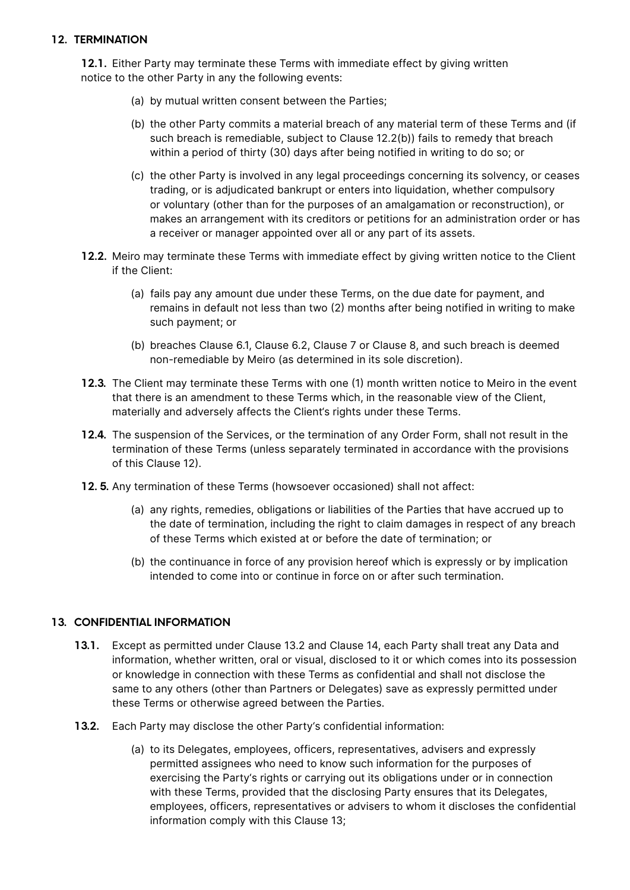## 12. TERMINATION

**12.1.** Either Party may terminate these Terms with immediate effect by giving written notice to the other Party in any the following events:

(a) by mutual written consent between the Parties;

(b) the other Party commits a material breach of any material term of these Terms and (if such breach is remediable, subject to Clause 12.2(b)) fails to remedy that breach within a period of thirty (30) days after being notified in writing to do so; or

(c) the other Party is involved in any legal proceedings concerning its solvency, or ceases trading, or is adjudicated bankrupt or enters into liquidation, whether compulsory or voluntary (other than for the purposes of an amalgamation or reconstruction), or makes an arrangement with its creditors or petitions for an administration order or has a receiver or manager appointed over all or any part of its assets.

**12.2.** Meiro may terminate these Terms with immediate effect by giving written notice to the Client if the Client:

(a) fails pay any amount due under these Terms, on the due date for payment, and remains in default not less than two (2) months after being notified in writing to make such payment; or

(b) breaches Clause 6.1, Clause 6.2, Clause 7 or Clause 8, and such breach is deemed non-remediable by Meiro (as determined in its sole discretion).

**12.3.** The Client may terminate these Terms with one (1) month written notice to Meiro in the event that there is an amendment to these Terms which, in the reasonable view of the Client, materially and adversely affects the Client's rights under these Terms.

**12.4.** The suspension of the Services, or the termination of any Order Form, shall not result in the termination of these Terms (unless separately terminated in accordance with the provisions of this Clause 12).

**12. 5.** Any termination of these Terms (howsoever occasioned) shall not affect:

(a) any rights, remedies, obligations or liabilities of the Parties that have accrued up to the date of termination, including the right to claim damages in respect of any breach of these Terms which existed at or before the date of termination; or

(b) the continuance in force of any provision hereof which is expressly or by implication intended to come into or continue in force on or after such termination.

## 13. CONFIDENTIAL INFORMATION

**13.1.** Except as permitted under Clause 13.2 and Clause 14, each Party shall treat any Data and information, whether written, oral or visual, disclosed to it or which comes into its possession or knowledge in connection with these Terms as confidential and shall not disclose the same to any others (other than Partners or Delegates) save as expressly permitted under these Terms or otherwise agreed between the Parties.

**13.2.** Each Party may disclose the other Party's confidential information:

(a) to its Delegates, employees, officers, representatives, advisers and expressly permitted assignees who need to know such information for the purposes of exercising the Party's rights or carrying out its obligations under or in connection with these Terms, provided that the disclosing Party ensures that its Delegates, employees, officers, representatives or advisers to whom it discloses the confidential information comply with this Clause 13;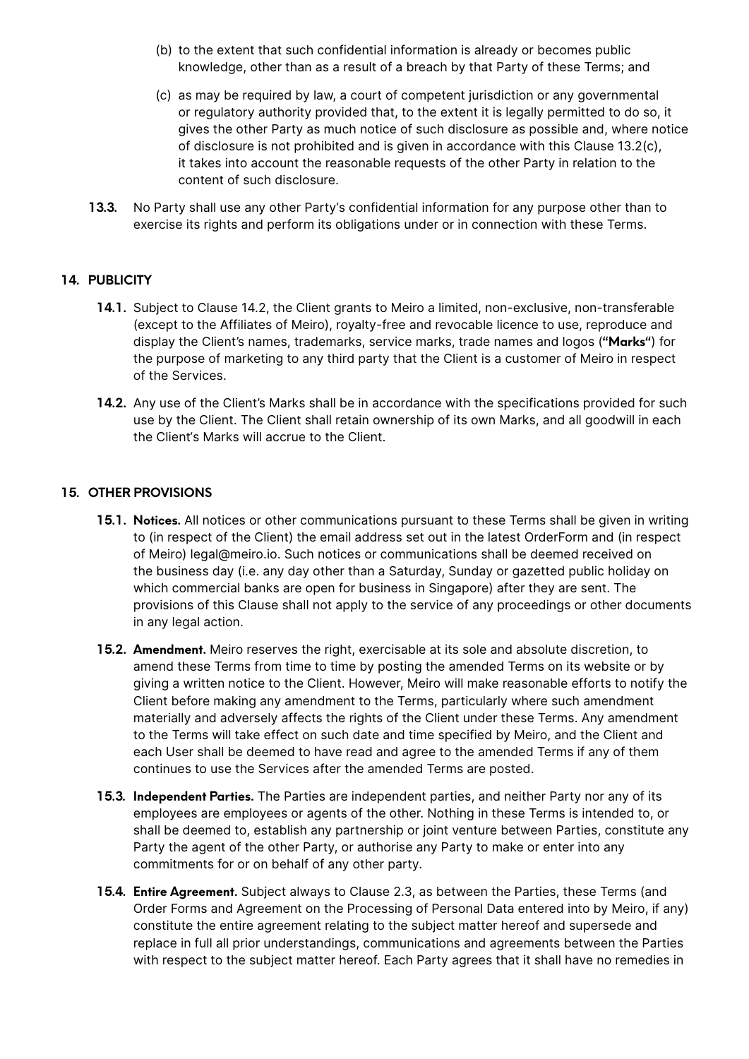(b) to the extent that such confidential information is already or becomes public knowledge, other than as a result of a breach by that Party of these Terms; and

(c) as may be required by law, a court of competent jurisdiction or any governmental or regulatory authority provided that, to the extent it is legally permitted to do so, it gives the other Party as much notice of such disclosure as possible and, where notice of disclosure is not prohibited and is given in accordance with this Clause 13.2(c), it takes into account the reasonable requests of the other Party in relation to the content of such disclosure.

**13.3.** No Party shall use any other Party's confidential information for any purpose other than to exercise its rights and perform its obligations under or in connection with these Terms.

## 14. PUBLICITY

**14.1.** Subject to Clause 14.2, the Client grants to Meiro a limited, non-exclusive, non-transferable (except to the Affiliates of Meiro), royalty-free and revocable licence to use, reproduce and display the Client's names, trademarks, service marks, trade names and logos (**"Marks"**) for the purpose of marketing to any third party that the Client is a customer of Meiro in respect of the Services.

**14.2.** Any use of the Client's Marks shall be in accordance with the specifications provided for such use by the Client. The Client shall retain ownership of its own Marks, and all goodwill in each the Client's Marks will accrue to the Client.

## 15. OTHER PROVISIONS

**15.1. Notices.** All notices or other communications pursuant to these Terms shall be given in writing to (in respect of the Client) the email address set out in the latest OrderForm and (in respect of Meiro) legal@meiro.io. Such notices or communications shall be deemed received on the business day (i.e. any day other than a Saturday, Sunday or gazetted public holiday on which commercial banks are open for business in Singapore) after they are sent. The provisions of this Clause shall not apply to the service of any proceedings or other documents in any legal action.

**15.2. Amendment.** Meiro reserves the right, exercisable at its sole and absolute discretion, to amend these Terms from time to time by posting the amended Terms on its website or by giving a written notice to the Client. However, Meiro will make reasonable efforts to notify the Client before making any amendment to the Terms, particularly where such amendment materially and adversely affects the rights of the Client under these Terms. Any amendment to the Terms will take effect on such date and time specified by Meiro, and the Client and each User shall be deemed to have read and agree to the amended Terms if any of them continues to use the Services after the amended Terms are posted.

**15.3. Independent Parties.** The Parties are independent parties, and neither Party nor any of its employees are employees or agents of the other. Nothing in these Terms is intended to, or shall be deemed to, establish any partnership or joint venture between Parties, constitute any Party the agent of the other Party, or authorise any Party to make or enter into any commitments for or on behalf of any other party.

**15.4. Entire Agreement.** Subject always to Clause 2.3, as between the Parties, these Terms (and Order Forms and Agreement on the Processing of Personal Data entered into by Meiro, if any) constitute the entire agreement relating to the subject matter hereof and supersede and replace in full all prior understandings, communications and agreements between the Parties with respect to the subject matter hereof. Each Party agrees that it shall have no remedies in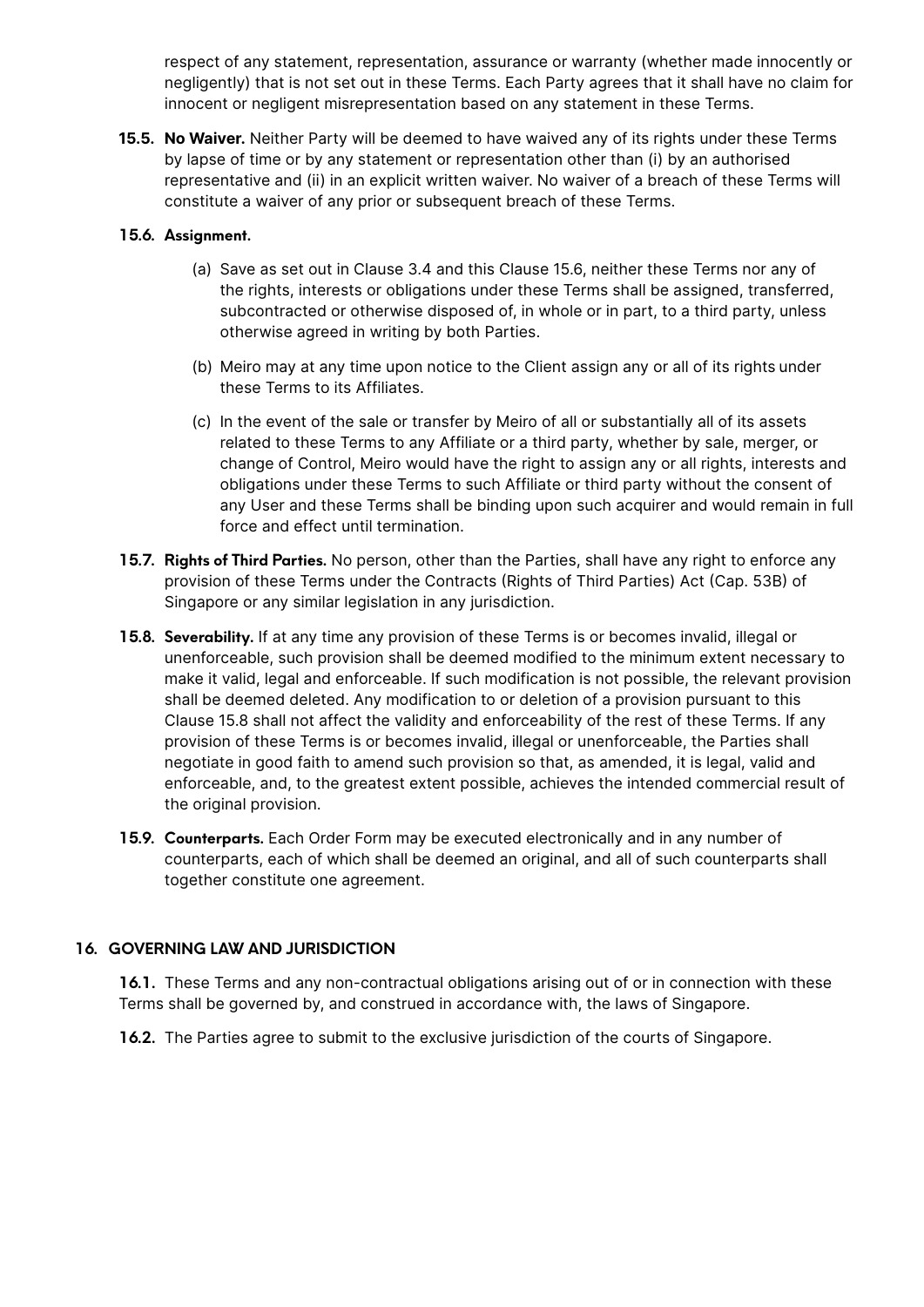respect of any statement, representation, assurance or warranty (whether made innocently or negligently) that is not set out in these Terms. Each Party agrees that it shall have no claim for innocent or negligent misrepresentation based on any statement in these Terms.

**15.5. No Waiver.** Neither Party will be deemed to have waived any of its rights under these Terms by lapse of time or by any statement or representation other than (i) by an authorised representative and (ii) in an explicit written waiver. No waiver of a breach of these Terms will constitute a waiver of any prior or subsequent breach of these Terms.

**15.6. Assignment.**

(a) Save as set out in Clause 3.4 and this Clause 15.6, neither these Terms nor any of the rights, interests or obligations under these Terms shall be assigned, transferred, subcontracted or otherwise disposed of, in whole or in part, to a third party, unless otherwise agreed in writing by both Parties.

(b) Meiro may at any time upon notice to the Client assign any or all of its rights under these Terms to its Affiliates.

(c) In the event of the sale or transfer by Meiro of all or substantially all of its assets related to these Terms to any Affiliate or a third party, whether by sale, merger, or change of Control, Meiro would have the right to assign any or all rights, interests and obligations under these Terms to such Affiliate or third party without the consent of any User and these Terms shall be binding upon such acquirer and would remain in full force and effect until termination.

**15.7. Rights of Third Parties.** No person, other than the Parties, shall have any right to enforce any provision of these Terms under the Contracts (Rights of Third Parties) Act (Cap. 53B) of Singapore or any similar legislation in any jurisdiction.

**15.8. Severability.** If at any time any provision of these Terms is or becomes invalid, illegal or unenforceable, such provision shall be deemed modified to the minimum extent necessary to make it valid, legal and enforceable. If such modification is not possible, the relevant provision shall be deemed deleted. Any modification to or deletion of a provision pursuant to this Clause 15.8 shall not affect the validity and enforceability of the rest of these Terms. If any provision of these Terms is or becomes invalid, illegal or unenforceable, the Parties shall negotiate in good faith to amend such provision so that, as amended, it is legal, valid and enforceable, and, to the greatest extent possible, achieves the intended commercial result of the original provision.

**15.9. Counterparts.** Each Order Form may be executed electronically and in any number of counterparts, each of which shall be deemed an original, and all of such counterparts shall together constitute one agreement.

## 16. GOVERNING LAW AND JURISDICTION

**16.1.** These Terms and any non-contractual obligations arising out of or in connection with these Terms shall be governed by, and construed in accordance with, the laws of Singapore.

**16.2.** The Parties agree to submit to the exclusive jurisdiction of the courts of Singapore.